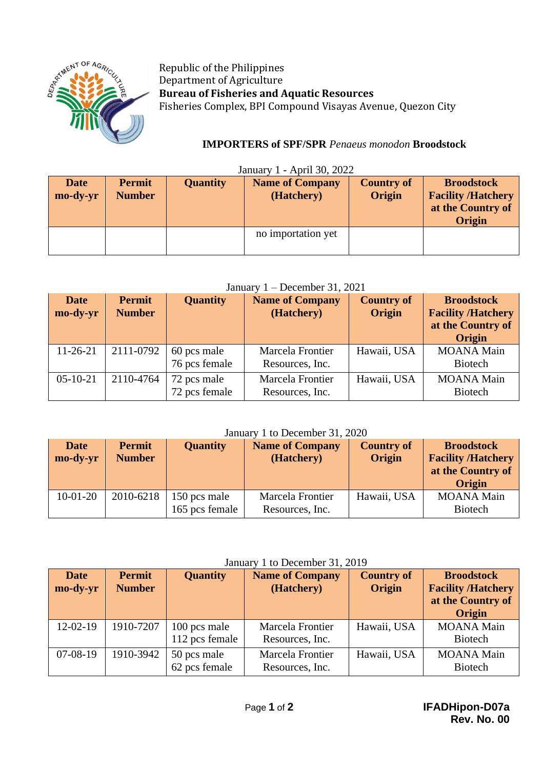Republic of the Philippines
Department of Agriculture
**Bureau of Fisheries and Aquatic Resources**
Fisheries Complex, BPI Compound Visayas Avenue, Quezon City

# IMPORTERS of SPF/SPR *Penaeus monodon* Broodstock

January 1 - April 30, 2022

| Date mo-dy-yr | Permit Number | Quantity | Name of Company (Hatchery) | Country of Origin | Broodstock Facility /Hatchery at the Country of Origin |
|---|---|---|---|---|---|
| | | | no importation yet | | |

January 1 – December 31, 2021

| Date mo-dy-yr | Permit Number | Quantity | Name of Company (Hatchery) | Country of Origin | Broodstock Facility /Hatchery at the Country of Origin |
|---|---|---|---|---|---|
| 11-26-21 | 2111-0792 | 60 pcs male<br>76 pcs female | Marcela Frontier Resources, Inc. | Hawaii, USA | MOANA Main Biotech |
| 05-10-21 | 2110-4764 | 72 pcs male<br>72 pcs female | Marcela Frontier Resources, Inc. | Hawaii, USA | MOANA Main Biotech |

January 1 to December 31, 2020

| Date mo-dy-yr | Permit Number | Quantity | Name of Company (Hatchery) | Country of Origin | Broodstock Facility /Hatchery at the Country of Origin |
|---|---|---|---|---|---|
| 10-01-20 | 2010-6218 | 150 pcs male<br>165 pcs female | Marcela Frontier Resources, Inc. | Hawaii, USA | MOANA Main Biotech |

January 1 to December 31, 2019

| Date mo-dy-yr | Permit Number | Quantity | Name of Company (Hatchery) | Country of Origin | Broodstock Facility /Hatchery at the Country of Origin |
|---|---|---|---|---|---|
| 12-02-19 | 1910-7207 | 100 pcs male<br>112 pcs female | Marcela Frontier Resources, Inc. | Hawaii, USA | MOANA Main Biotech |
| 07-08-19 | 1910-3942 | 50 pcs male<br>62 pcs female | Marcela Frontier Resources, Inc. | Hawaii, USA | MOANA Main Biotech |

**IFADHipon-D07a**
**Rev. No. 00**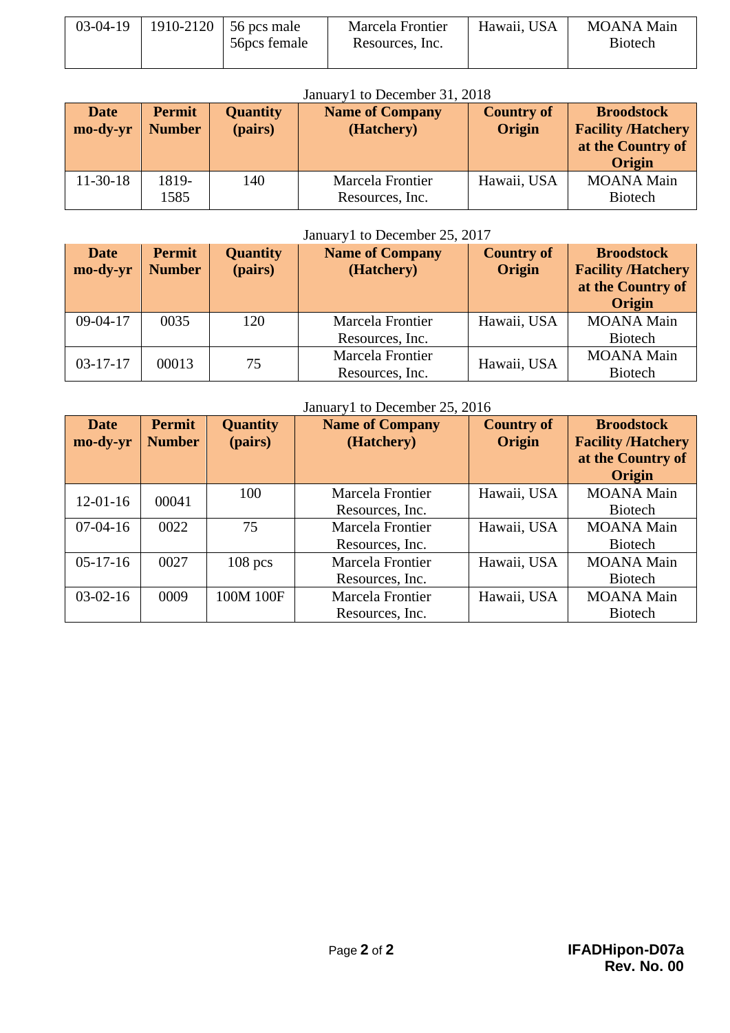| | | | | | |
|---|---|---|---|---|---|
| 03-04-19 | 1910-2120 | 56 pcs male 56pcs female | Marcela Frontier Resources, Inc. | Hawaii, USA | MOANA Main Biotech |

January1 to December 31, 2018

| Date mo-dy-yr | Permit Number | Quantity (pairs) | Name of Company (Hatchery) | Country of Origin | Broodstock Facility /Hatchery at the Country of Origin |
|---|---|---|---|---|---|
| 11-30-18 | 1819-1585 | 140 | Marcela Frontier Resources, Inc. | Hawaii, USA | MOANA Main Biotech |

January1 to December 25, 2017

| Date mo-dy-yr | Permit Number | Quantity (pairs) | Name of Company (Hatchery) | Country of Origin | Broodstock Facility /Hatchery at the Country of Origin |
|---|---|---|---|---|---|
| 09-04-17 | 0035 | 120 | Marcela Frontier Resources, Inc. | Hawaii, USA | MOANA Main Biotech |
| 03-17-17 | 00013 | 75 | Marcela Frontier Resources, Inc. | Hawaii, USA | MOANA Main Biotech |

January1 to December 25, 2016

| Date mo-dy-yr | Permit Number | Quantity (pairs) | Name of Company (Hatchery) | Country of Origin | Broodstock Facility /Hatchery at the Country of Origin |
|---|---|---|---|---|---|
| 12-01-16 | 00041 | 100 | Marcela Frontier Resources, Inc. | Hawaii, USA | MOANA Main Biotech |
| 07-04-16 | 0022 | 75 | Marcela Frontier Resources, Inc. | Hawaii, USA | MOANA Main Biotech |
| 05-17-16 | 0027 | 108 pcs | Marcela Frontier Resources, Inc. | Hawaii, USA | MOANA Main Biotech |
| 03-02-16 | 0009 | 100M 100F | Marcela Frontier Resources, Inc. | Hawaii, USA | MOANA Main Biotech |

**IFADHipon-D07a**
**Rev. No. 00**